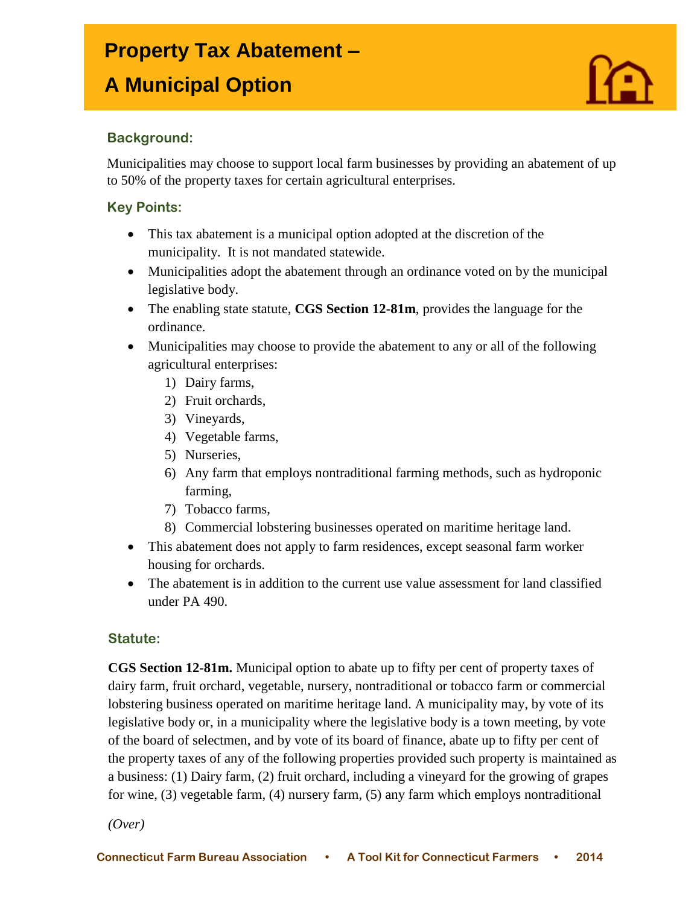# Property Tax Abatement – A Municipal Option

## Background:

Municipalities may choose to support local farm businesses by providing an abatement of up to 50% of the property taxes for certain agricultural enterprises.

## Key Points:

- This tax abatement is a municipal option adopted at the discretion of the municipality. It is not mandated statewide.
- Municipalities adopt the abatement through an ordinance voted on by the municipal legislative body.
- The enabling state statute, **CGS Section 12-81m**, provides the language for the ordinance.
- Municipalities may choose to provide the abatement to any or all of the following agricultural enterprises:
  1) Dairy farms,
  2) Fruit orchards,
  3) Vineyards,
  4) Vegetable farms,
  5) Nurseries,
  6) Any farm that employs nontraditional farming methods, such as hydroponic farming,
  7) Tobacco farms,
  8) Commercial lobstering businesses operated on maritime heritage land.
- This abatement does not apply to farm residences, except seasonal farm worker housing for orchards.
- The abatement is in addition to the current use value assessment for land classified under PA 490.

## Statute:

**CGS Section 12-81m.** Municipal option to abate up to fifty per cent of property taxes of dairy farm, fruit orchard, vegetable, nursery, nontraditional or tobacco farm or commercial lobstering business operated on maritime heritage land. A municipality may, by vote of its legislative body or, in a municipality where the legislative body is a town meeting, by vote of the board of selectmen, and by vote of its board of finance, abate up to fifty per cent of the property taxes of any of the following properties provided such property is maintained as a business: (1) Dairy farm, (2) fruit orchard, including a vineyard for the growing of grapes for wine, (3) vegetable farm, (4) nursery farm, (5) any farm which employs nontraditional

*(Over)*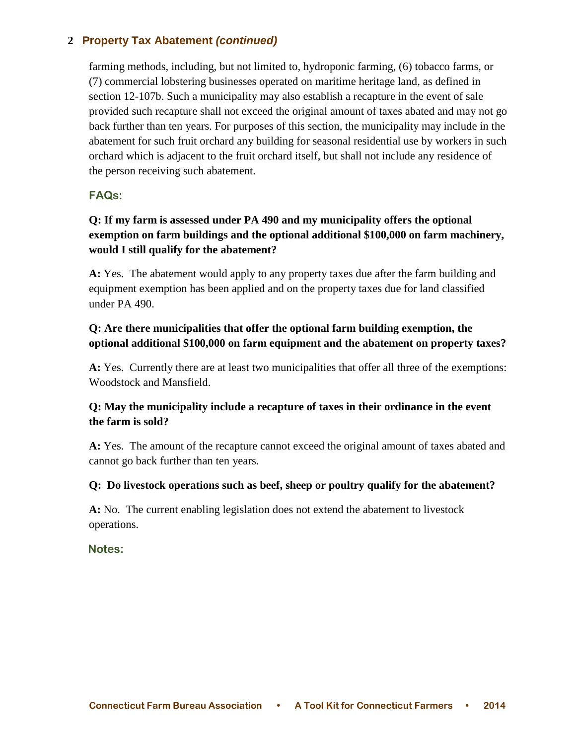## 2 Property Tax Abatement *(continued)*

farming methods, including, but not limited to, hydroponic farming, (6) tobacco farms, or (7) commercial lobstering businesses operated on maritime heritage land, as defined in section 12-107b. Such a municipality may also establish a recapture in the event of sale provided such recapture shall not exceed the original amount of taxes abated and may not go back further than ten years. For purposes of this section, the municipality may include in the abatement for such fruit orchard any building for seasonal residential use by workers in such orchard which is adjacent to the fruit orchard itself, but shall not include any residence of the person receiving such abatement.

### FAQs:

**Q: If my farm is assessed under PA 490 and my municipality offers the optional exemption on farm buildings and the optional additional $100,000 on farm machinery, would I still qualify for the abatement?**

**A:** Yes. The abatement would apply to any property taxes due after the farm building and equipment exemption has been applied and on the property taxes due for land classified under PA 490.

**Q: Are there municipalities that offer the optional farm building exemption, the optional additional $100,000 on farm equipment and the abatement on property taxes?**

**A:** Yes. Currently there are at least two municipalities that offer all three of the exemptions: Woodstock and Mansfield.

**Q: May the municipality include a recapture of taxes in their ordinance in the event the farm is sold?**

**A:** Yes. The amount of the recapture cannot exceed the original amount of taxes abated and cannot go back further than ten years.

**Q: Do livestock operations such as beef, sheep or poultry qualify for the abatement?**

**A:** No. The current enabling legislation does not extend the abatement to livestock operations.

### Notes: